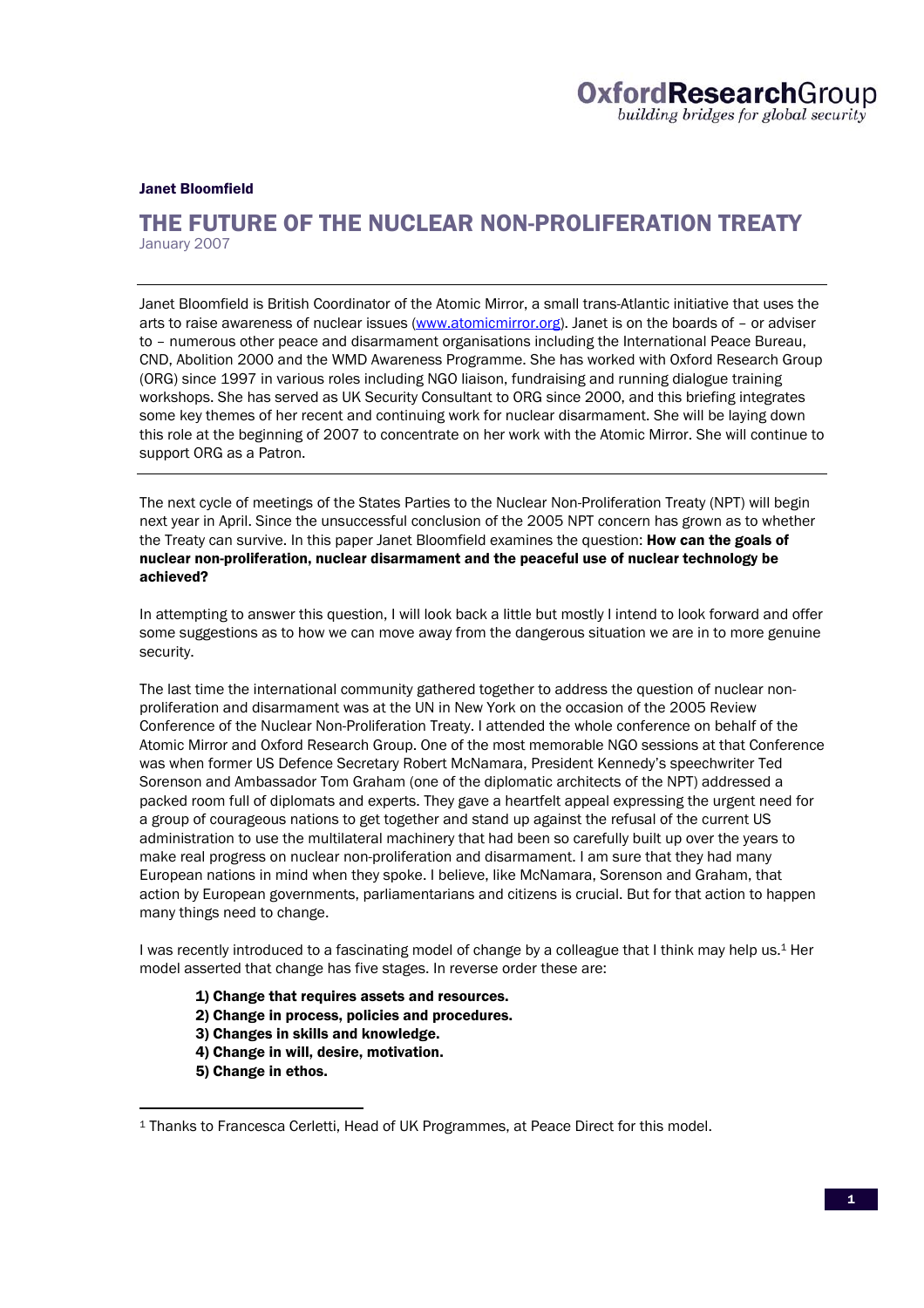**Janet Bloomfield**

# THE FUTURE OF THE NUCLEAR NON-PROLIFERATION TREATY

January 2007

---

Janet Bloomfield is British Coordinator of the Atomic Mirror, a small trans-Atlantic initiative that uses the arts to raise awareness of nuclear issues (www.atomicmirror.org). Janet is on the boards of – or adviser to – numerous other peace and disarmament organisations including the International Peace Bureau, CND, Abolition 2000 and the WMD Awareness Programme. She has worked with Oxford Research Group (ORG) since 1997 in various roles including NGO liaison, fundraising and running dialogue training workshops. She has served as UK Security Consultant to ORG since 2000, and this briefing integrates some key themes of her recent and continuing work for nuclear disarmament. She will be laying down this role at the beginning of 2007 to concentrate on her work with the Atomic Mirror. She will continue to support ORG as a Patron.

---

The next cycle of meetings of the States Parties to the Nuclear Non-Proliferation Treaty (NPT) will begin next year in April. Since the unsuccessful conclusion of the 2005 NPT concern has grown as to whether the Treaty can survive. In this paper Janet Bloomfield examines the question: **How can the goals of nuclear non-proliferation, nuclear disarmament and the peaceful use of nuclear technology be achieved?**

In attempting to answer this question, I will look back a little but mostly I intend to look forward and offer some suggestions as to how we can move away from the dangerous situation we are in to more genuine security.

The last time the international community gathered together to address the question of nuclear non-proliferation and disarmament was at the UN in New York on the occasion of the 2005 Review Conference of the Nuclear Non-Proliferation Treaty. I attended the whole conference on behalf of the Atomic Mirror and Oxford Research Group. One of the most memorable NGO sessions at that Conference was when former US Defence Secretary Robert McNamara, President Kennedy's speechwriter Ted Sorenson and Ambassador Tom Graham (one of the diplomatic architects of the NPT) addressed a packed room full of diplomats and experts. They gave a heartfelt appeal expressing the urgent need for a group of courageous nations to get together and stand up against the refusal of the current US administration to use the multilateral machinery that had been so carefully built up over the years to make real progress on nuclear non-proliferation and disarmament. I am sure that they had many European nations in mind when they spoke. I believe, like McNamara, Sorenson and Graham, that action by European governments, parliamentarians and citizens is crucial. But for that action to happen many things need to change.

I was recently introduced to a fascinating model of change by a colleague that I think may help us.[1] Her model asserted that change has five stages. In reverse order these are:

**1) Change that requires assets and resources.**
**2) Change in process, policies and procedures.**
**3) Changes in skills and knowledge.**
**4) Change in will, desire, motivation.**
**5) Change in ethos.**

---

[1] Thanks to Francesca Cerletti, Head of UK Programmes, at Peace Direct for this model.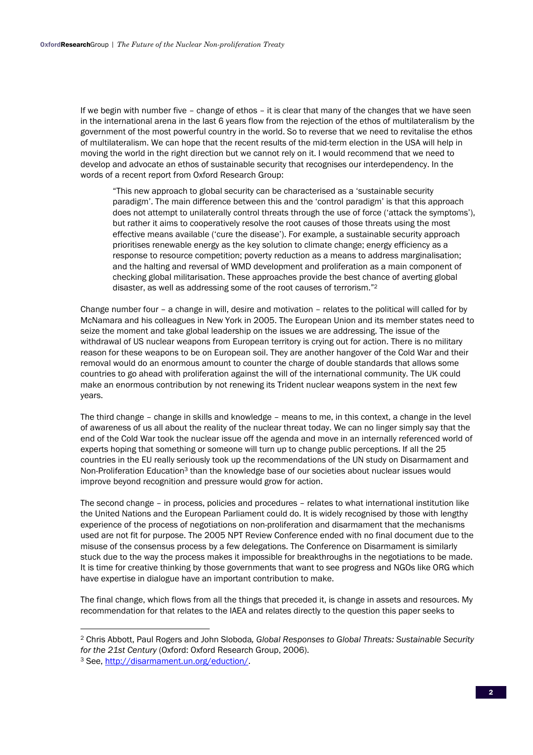If we begin with number five – change of ethos – it is clear that many of the changes that we have seen in the international arena in the last 6 years flow from the rejection of the ethos of multilateralism by the government of the most powerful country in the world. So to reverse that we need to revitalise the ethos of multilateralism. We can hope that the recent results of the mid-term election in the USA will help in moving the world in the right direction but we cannot rely on it. I would recommend that we need to develop and advocate an ethos of sustainable security that recognises our interdependency. In the words of a recent report from Oxford Research Group:

> "This new approach to global security can be characterised as a 'sustainable security paradigm'. The main difference between this and the 'control paradigm' is that this approach does not attempt to unilaterally control threats through the use of force ('attack the symptoms'), but rather it aims to cooperatively resolve the root causes of those threats using the most effective means available ('cure the disease'). For example, a sustainable security approach prioritises renewable energy as the key solution to climate change; energy efficiency as a response to resource competition; poverty reduction as a means to address marginalisation; and the halting and reversal of WMD development and proliferation as a main component of checking global militarisation. These approaches provide the best chance of averting global disaster, as well as addressing some of the root causes of terrorism."[2]

Change number four – a change in will, desire and motivation – relates to the political will called for by McNamara and his colleagues in New York in 2005. The European Union and its member states need to seize the moment and take global leadership on the issues we are addressing. The issue of the withdrawal of US nuclear weapons from European territory is crying out for action. There is no military reason for these weapons to be on European soil. They are another hangover of the Cold War and their removal would do an enormous amount to counter the charge of double standards that allows some countries to go ahead with proliferation against the will of the international community. The UK could make an enormous contribution by not renewing its Trident nuclear weapons system in the next few years.

The third change – change in skills and knowledge – means to me, in this context, a change in the level of awareness of us all about the reality of the nuclear threat today. We can no linger simply say that the end of the Cold War took the nuclear issue off the agenda and move in an internally referenced world of experts hoping that something or someone will turn up to change public perceptions. If all the 25 countries in the EU really seriously took up the recommendations of the UN study on Disarmament and Non-Proliferation Education[3] than the knowledge base of our societies about nuclear issues would improve beyond recognition and pressure would grow for action.

The second change – in process, policies and procedures – relates to what international institution like the United Nations and the European Parliament could do. It is widely recognised by those with lengthy experience of the process of negotiations on non-proliferation and disarmament that the mechanisms used are not fit for purpose. The 2005 NPT Review Conference ended with no final document due to the misuse of the consensus process by a few delegations. The Conference on Disarmament is similarly stuck due to the way the process makes it impossible for breakthroughs in the negotiations to be made. It is time for creative thinking by those governments that want to see progress and NGOs like ORG which have expertise in dialogue have an important contribution to make.

The final change, which flows from all the things that preceded it, is change in assets and resources. My recommendation for that relates to the IAEA and relates directly to the question this paper seeks to

---

[2] Chris Abbott, Paul Rogers and John Sloboda, *Global Responses to Global Threats: Sustainable Security for the 21st Century* (Oxford: Oxford Research Group, 2006).

[3] See, http://disarmament.un.org/eduction/.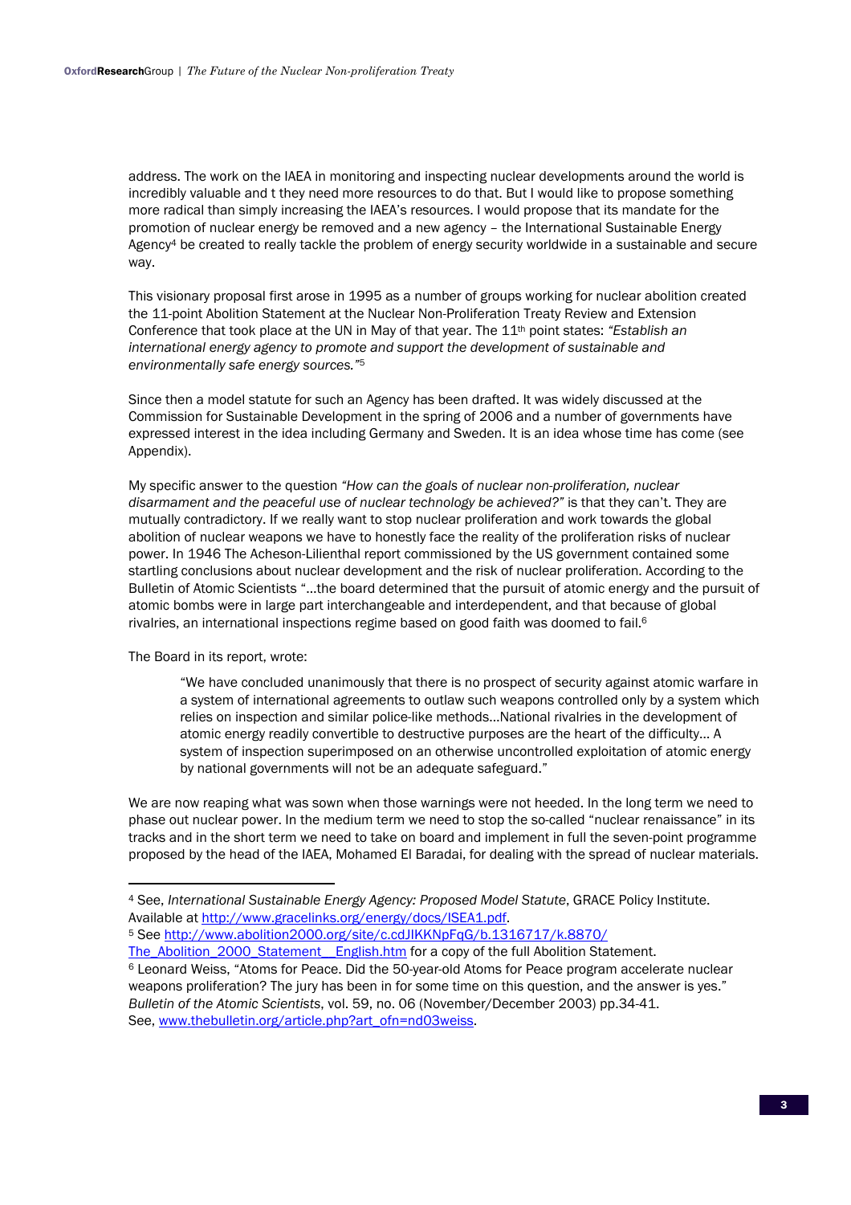address. The work on the IAEA in monitoring and inspecting nuclear developments around the world is incredibly valuable and t they need more resources to do that. But I would like to propose something more radical than simply increasing the IAEA's resources. I would propose that its mandate for the promotion of nuclear energy be removed and a new agency – the International Sustainable Energy Agency[4] be created to really tackle the problem of energy security worldwide in a sustainable and secure way.

This visionary proposal first arose in 1995 as a number of groups working for nuclear abolition created the 11-point Abolition Statement at the Nuclear Non-Proliferation Treaty Review and Extension Conference that took place at the UN in May of that year. The 11th point states: *"Establish an international energy agency to promote and support the development of sustainable and environmentally safe energy sources."*[5]

Since then a model statute for such an Agency has been drafted. It was widely discussed at the Commission for Sustainable Development in the spring of 2006 and a number of governments have expressed interest in the idea including Germany and Sweden. It is an idea whose time has come (see Appendix).

My specific answer to the question *"How can the goals of nuclear non-proliferation, nuclear disarmament and the peaceful use of nuclear technology be achieved?"* is that they can't. They are mutually contradictory. If we really want to stop nuclear proliferation and work towards the global abolition of nuclear weapons we have to honestly face the reality of the proliferation risks of nuclear power. In 1946 The Acheson-Lilienthal report commissioned by the US government contained some startling conclusions about nuclear development and the risk of nuclear proliferation. According to the Bulletin of Atomic Scientists "…the board determined that the pursuit of atomic energy and the pursuit of atomic bombs were in large part interchangeable and interdependent, and that because of global rivalries, an international inspections regime based on good faith was doomed to fail.[6]

The Board in its report, wrote:

> "We have concluded unanimously that there is no prospect of security against atomic warfare in a system of international agreements to outlaw such weapons controlled only by a system which relies on inspection and similar police-like methods…National rivalries in the development of atomic energy readily convertible to destructive purposes are the heart of the difficulty… A system of inspection superimposed on an otherwise uncontrolled exploitation of atomic energy by national governments will not be an adequate safeguard."

We are now reaping what was sown when those warnings were not heeded. In the long term we need to phase out nuclear power. In the medium term we need to stop the so-called "nuclear renaissance" in its tracks and in the short term we need to take on board and implement in full the seven-point programme proposed by the head of the IAEA, Mohamed El Baradai, for dealing with the spread of nuclear materials.

---

[4] See, *International Sustainable Energy Agency: Proposed Model Statute*, GRACE Policy Institute. Available at http://www.gracelinks.org/energy/docs/ISEA1.pdf.

[5] See http://www.abolition2000.org/site/c.cdJIKKNpFqG/b.1316717/k.8870/The_Abolition_2000_Statement__English.htm for a copy of the full Abolition Statement.

[6] Leonard Weiss, "Atoms for Peace. Did the 50-year-old Atoms for Peace program accelerate nuclear weapons proliferation? The jury has been in for some time on this question, and the answer is yes." *Bulletin of the Atomic Scientists*, vol. 59, no. 06 (November/December 2003) pp.34-41. See, www.thebulletin.org/article.php?art_ofn=nd03weiss.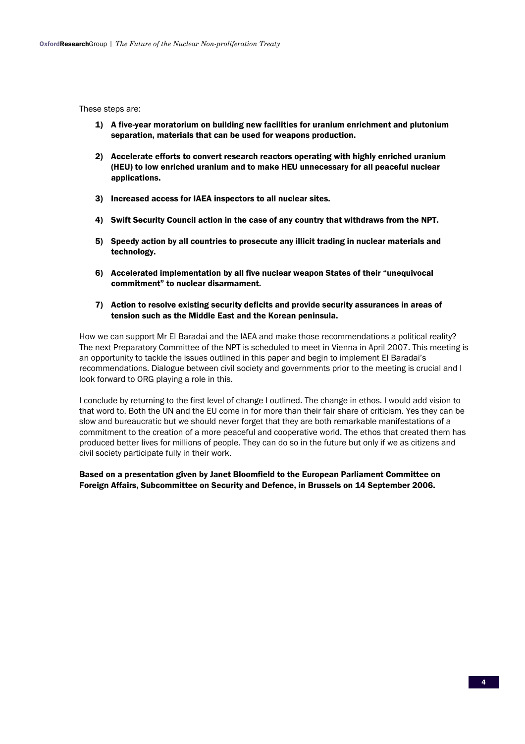These steps are:

1) **A five-year moratorium on building new facilities for uranium enrichment and plutonium separation, materials that can be used for weapons production.**

2) **Accelerate efforts to convert research reactors operating with highly enriched uranium (HEU) to low enriched uranium and to make HEU unnecessary for all peaceful nuclear applications.**

3) **Increased access for IAEA inspectors to all nuclear sites.**

4) **Swift Security Council action in the case of any country that withdraws from the NPT.**

5) **Speedy action by all countries to prosecute any illicit trading in nuclear materials and technology.**

6) **Accelerated implementation by all five nuclear weapon States of their "unequivocal commitment" to nuclear disarmament.**

7) **Action to resolve existing security deficits and provide security assurances in areas of tension such as the Middle East and the Korean peninsula.**

How we can support Mr El Baradai and the IAEA and make those recommendations a political reality? The next Preparatory Committee of the NPT is scheduled to meet in Vienna in April 2007. This meeting is an opportunity to tackle the issues outlined in this paper and begin to implement El Baradai's recommendations. Dialogue between civil society and governments prior to the meeting is crucial and I look forward to ORG playing a role in this.

I conclude by returning to the first level of change I outlined. The change in ethos. I would add vision to that word to. Both the UN and the EU come in for more than their fair share of criticism. Yes they can be slow and bureaucratic but we should never forget that they are both remarkable manifestations of a commitment to the creation of a more peaceful and cooperative world. The ethos that created them has produced better lives for millions of people. They can do so in the future but only if we as citizens and civil society participate fully in their work.

**Based on a presentation given by Janet Bloomfield to the European Parliament Committee on Foreign Affairs, Subcommittee on Security and Defence, in Brussels on 14 September 2006.**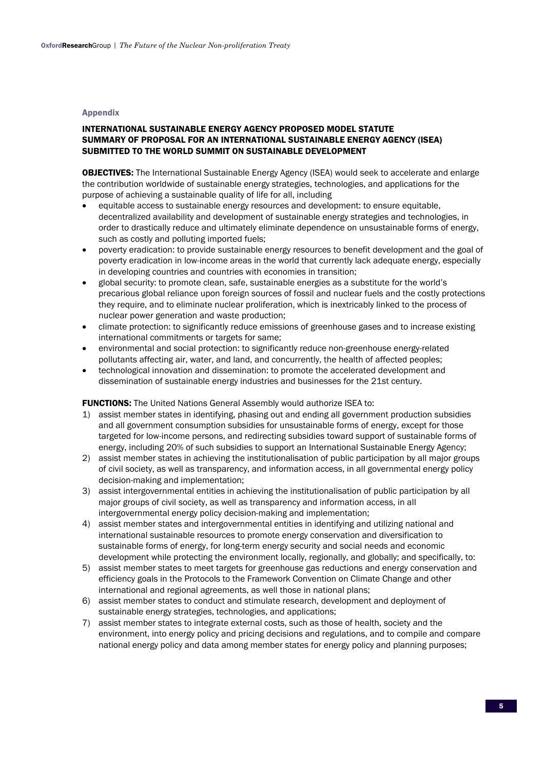## Appendix

### INTERNATIONAL SUSTAINABLE ENERGY AGENCY PROPOSED MODEL STATUTE SUMMARY OF PROPOSAL FOR AN INTERNATIONAL SUSTAINABLE ENERGY AGENCY (ISEA) SUBMITTED TO THE WORLD SUMMIT ON SUSTAINABLE DEVELOPMENT

**OBJECTIVES:** The International Sustainable Energy Agency (ISEA) would seek to accelerate and enlarge the contribution worldwide of sustainable energy strategies, technologies, and applications for the purpose of achieving a sustainable quality of life for all, including

- equitable access to sustainable energy resources and development: to ensure equitable, decentralized availability and development of sustainable energy strategies and technologies, in order to drastically reduce and ultimately eliminate dependence on unsustainable forms of energy, such as costly and polluting imported fuels;
- poverty eradication: to provide sustainable energy resources to benefit development and the goal of poverty eradication in low-income areas in the world that currently lack adequate energy, especially in developing countries and countries with economies in transition;
- global security: to promote clean, safe, sustainable energies as a substitute for the world's precarious global reliance upon foreign sources of fossil and nuclear fuels and the costly protections they require, and to eliminate nuclear proliferation, which is inextricably linked to the process of nuclear power generation and waste production;
- climate protection: to significantly reduce emissions of greenhouse gases and to increase existing international commitments or targets for same;
- environmental and social protection: to significantly reduce non-greenhouse energy-related pollutants affecting air, water, and land, and concurrently, the health of affected peoples;
- technological innovation and dissemination: to promote the accelerated development and dissemination of sustainable energy industries and businesses for the 21st century.

**FUNCTIONS:** The United Nations General Assembly would authorize ISEA to:

1) assist member states in identifying, phasing out and ending all government production subsidies and all government consumption subsidies for unsustainable forms of energy, except for those targeted for low-income persons, and redirecting subsidies toward support of sustainable forms of energy, including 20% of such subsidies to support an International Sustainable Energy Agency;
2) assist member states in achieving the institutionalisation of public participation by all major groups of civil society, as well as transparency, and information access, in all governmental energy policy decision-making and implementation;
3) assist intergovernmental entities in achieving the institutionalisation of public participation by all major groups of civil society, as well as transparency and information access, in all intergovernmental energy policy decision-making and implementation;
4) assist member states and intergovernmental entities in identifying and utilizing national and international sustainable resources to promote energy conservation and diversification to sustainable forms of energy, for long-term energy security and social needs and economic development while protecting the environment locally, regionally, and globally; and specifically, to:
5) assist member states to meet targets for greenhouse gas reductions and energy conservation and efficiency goals in the Protocols to the Framework Convention on Climate Change and other international and regional agreements, as well those in national plans;
6) assist member states to conduct and stimulate research, development and deployment of sustainable energy strategies, technologies, and applications;
7) assist member states to integrate external costs, such as those of health, society and the environment, into energy policy and pricing decisions and regulations, and to compile and compare national energy policy and data among member states for energy policy and planning purposes;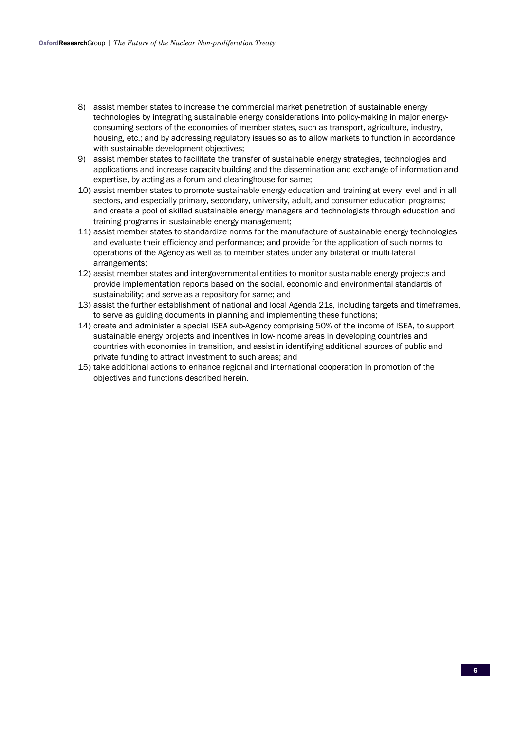8) assist member states to increase the commercial market penetration of sustainable energy technologies by integrating sustainable energy considerations into policy-making in major energy-consuming sectors of the economies of member states, such as transport, agriculture, industry, housing, etc.; and by addressing regulatory issues so as to allow markets to function in accordance with sustainable development objectives;
9) assist member states to facilitate the transfer of sustainable energy strategies, technologies and applications and increase capacity-building and the dissemination and exchange of information and expertise, by acting as a forum and clearinghouse for same;
10) assist member states to promote sustainable energy education and training at every level and in all sectors, and especially primary, secondary, university, adult, and consumer education programs; and create a pool of skilled sustainable energy managers and technologists through education and training programs in sustainable energy management;
11) assist member states to standardize norms for the manufacture of sustainable energy technologies and evaluate their efficiency and performance; and provide for the application of such norms to operations of the Agency as well as to member states under any bilateral or multi-lateral arrangements;
12) assist member states and intergovernmental entities to monitor sustainable energy projects and provide implementation reports based on the social, economic and environmental standards of sustainability; and serve as a repository for same; and
13) assist the further establishment of national and local Agenda 21s, including targets and timeframes, to serve as guiding documents in planning and implementing these functions;
14) create and administer a special ISEA sub-Agency comprising 50% of the income of ISEA, to support sustainable energy projects and incentives in low-income areas in developing countries and countries with economies in transition, and assist in identifying additional sources of public and private funding to attract investment to such areas; and
15) take additional actions to enhance regional and international cooperation in promotion of the objectives and functions described herein.